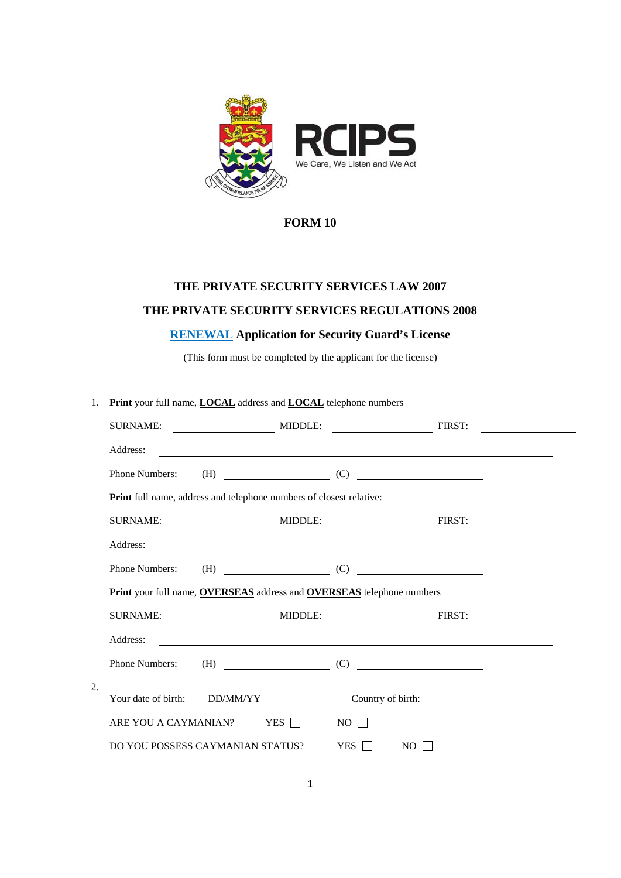RCIPS
We Care, We Listen and We Act

**FORM 10**

## THE PRIVATE SECURITY SERVICES LAW 2007

## THE PRIVATE SECURITY SERVICES REGULATIONS 2008

### RENEWAL Application for Security Guard's License

(This form must be completed by the applicant for the license)

1. **Print** your full name, **LOCAL** address and **LOCAL** telephone numbers

   SURNAME: ____________ MIDDLE: ____________ FIRST: ____________

   Address: ________________________________________________

   Phone Numbers: (H) ____________ (C) ____________

   **Print** full name, address and telephone numbers of closest relative:

   SURNAME: ____________ MIDDLE: ____________ FIRST: ____________

   Address: ________________________________________________

   Phone Numbers: (H) ____________ (C) ____________

   **Print** your full name, **OVERSEAS** address and **OVERSEAS** telephone numbers

   SURNAME: ____________ MIDDLE: ____________ FIRST: ____________

   Address: ________________________________________________

   Phone Numbers: (H) ____________ (C) ____________

2. Your date of birth: DD/MM/YY ____________ Country of birth: ____________

   ARE YOU A CAYMANIAN? YES ☐ NO ☐

   DO YOU POSSESS CAYMANIAN STATUS? YES ☐ NO ☐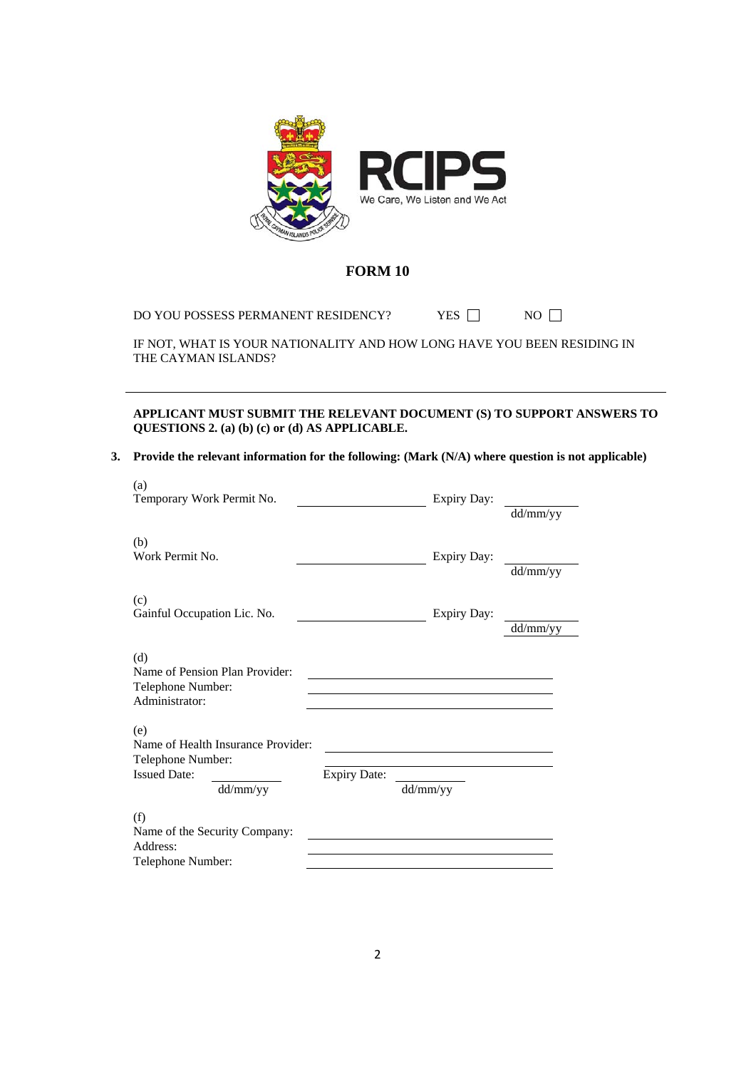RCIPS

We Care, We Listen and We Act

# FORM 10

DO YOU POSSESS PERMANENT RESIDENCY? YES ☐ NO ☐

IF NOT, WHAT IS YOUR NATIONALITY AND HOW LONG HAVE YOU BEEN RESIDING IN THE CAYMAN ISLANDS?

\_\_\_\_\_\_\_\_\_\_\_\_\_\_\_\_\_\_\_\_\_\_\_\_\_\_\_\_\_\_\_\_\_\_\_\_\_\_\_\_\_\_\_\_\_\_\_\_\_\_\_\_\_\_\_\_\_\_\_\_\_\_\_\_\_\_\_\_\_\_

**APPLICANT MUST SUBMIT THE RELEVANT DOCUMENT (S) TO SUPPORT ANSWERS TO QUESTIONS 2. (a) (b) (c) or (d) AS APPLICABLE.**

**3. Provide the relevant information for the following: (Mark (N/A) where question is not applicable)**

(a)
Temporary Work Permit No. \_\_\_\_\_\_\_\_\_\_\_\_\_\_\_\_\_\_\_\_ Expiry Day: \_\_\_\_\_\_\_\_\_\_\_\_
dd/mm/yy

(b)
Work Permit No. \_\_\_\_\_\_\_\_\_\_\_\_\_\_\_\_\_\_\_\_ Expiry Day: \_\_\_\_\_\_\_\_\_\_\_\_
dd/mm/yy

(c)
Gainful Occupation Lic. No. \_\_\_\_\_\_\_\_\_\_\_\_\_\_\_\_\_\_\_\_ Expiry Day: \_\_\_\_\_\_\_\_\_\_\_\_
dd/mm/yy

(d)
Name of Pension Plan Provider: \_\_\_\_\_\_\_\_\_\_\_\_\_\_\_\_\_\_\_\_\_\_\_\_\_\_\_\_\_\_\_\_\_\_\_\_
Telephone Number: \_\_\_\_\_\_\_\_\_\_\_\_\_\_\_\_\_\_\_\_\_\_\_\_\_\_\_\_\_\_\_\_\_\_\_\_
Administrator: \_\_\_\_\_\_\_\_\_\_\_\_\_\_\_\_\_\_\_\_\_\_\_\_\_\_\_\_\_\_\_\_\_\_\_\_

(e)
Name of Health Insurance Provider: \_\_\_\_\_\_\_\_\_\_\_\_\_\_\_\_\_\_\_\_\_\_\_\_\_\_\_\_\_\_\_\_\_\_\_\_
Telephone Number: \_\_\_\_\_\_\_\_\_\_\_\_\_\_\_\_\_\_\_\_\_\_\_\_\_\_\_\_\_\_\_\_\_\_\_\_
Issued Date: \_\_\_\_\_\_\_\_\_\_\_\_ Expiry Date: \_\_\_\_\_\_\_\_\_\_\_\_
dd/mm/yy dd/mm/yy

(f)
Name of the Security Company: \_\_\_\_\_\_\_\_\_\_\_\_\_\_\_\_\_\_\_\_\_\_\_\_\_\_\_\_\_\_\_\_\_\_\_\_
Address: \_\_\_\_\_\_\_\_\_\_\_\_\_\_\_\_\_\_\_\_\_\_\_\_\_\_\_\_\_\_\_\_\_\_\_\_
Telephone Number: \_\_\_\_\_\_\_\_\_\_\_\_\_\_\_\_\_\_\_\_\_\_\_\_\_\_\_\_\_\_\_\_\_\_\_\_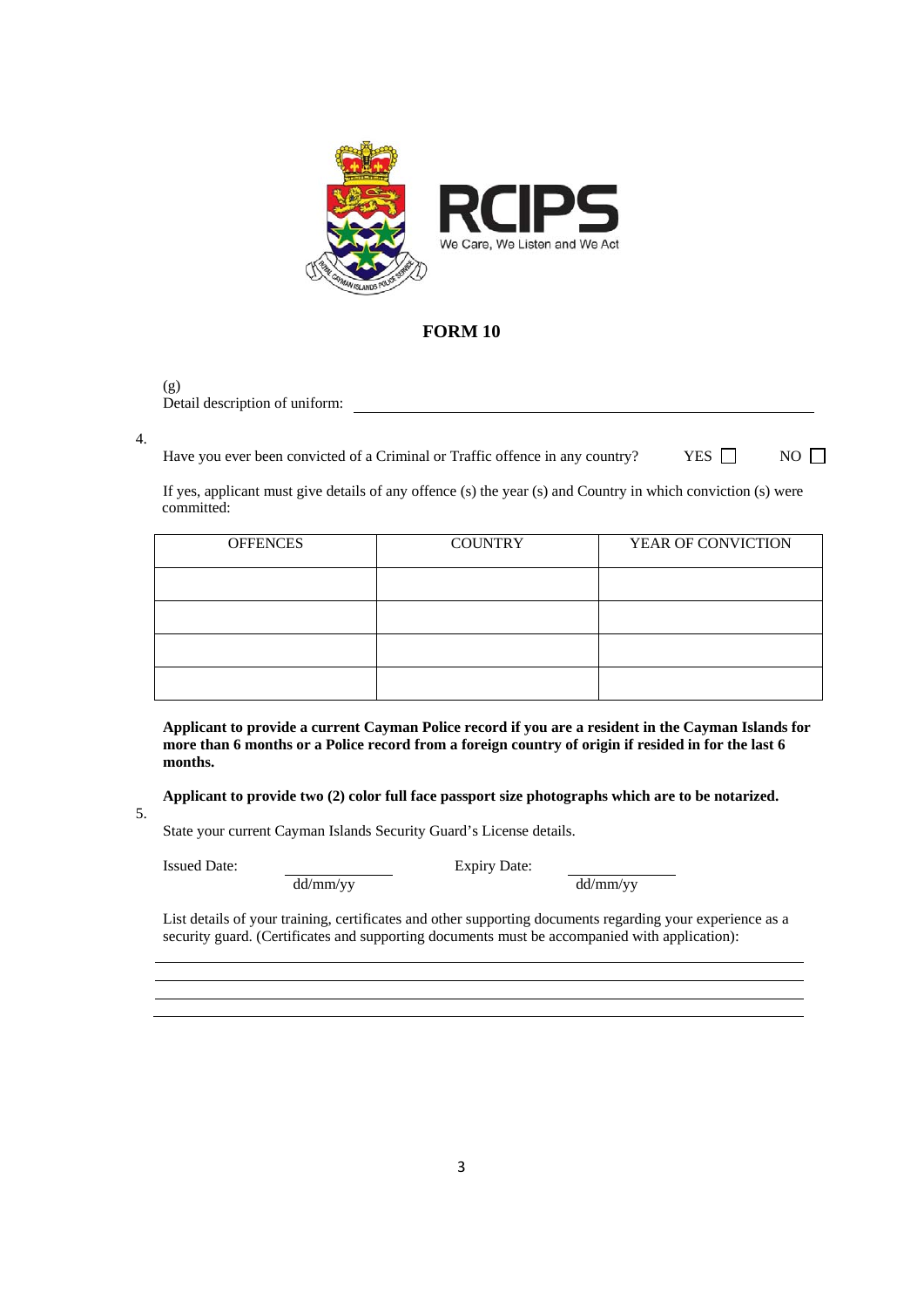RCIPS
We Care, We Listen and We Act

# FORM 10

(g)
Detail description of uniform: ______________________________

4.

Have you ever been convicted of a Criminal or Traffic offence in any country? YES ☐ NO ☐

If yes, applicant must give details of any offence (s) the year (s) and Country in which conviction (s) were committed:

| OFFENCES | COUNTRY | YEAR OF CONVICTION |
|---|---|---|
| | | |
| | | |
| | | |
| | | |

**Applicant to provide a current Cayman Police record if you are a resident in the Cayman Islands for more than 6 months or a Police record from a foreign country of origin if resided in for the last 6 months.**

**Applicant to provide two (2) color full face passport size photographs which are to be notarized.**

5.

State your current Cayman Islands Security Guard's License details.

Issued Date: ____________ Expiry Date: ____________
dd/mm/yy dd/mm/yy

List details of your training, certificates and other supporting documents regarding your experience as a security guard. (Certificates and supporting documents must be accompanied with application):

______________________________
______________________________
______________________________
______________________________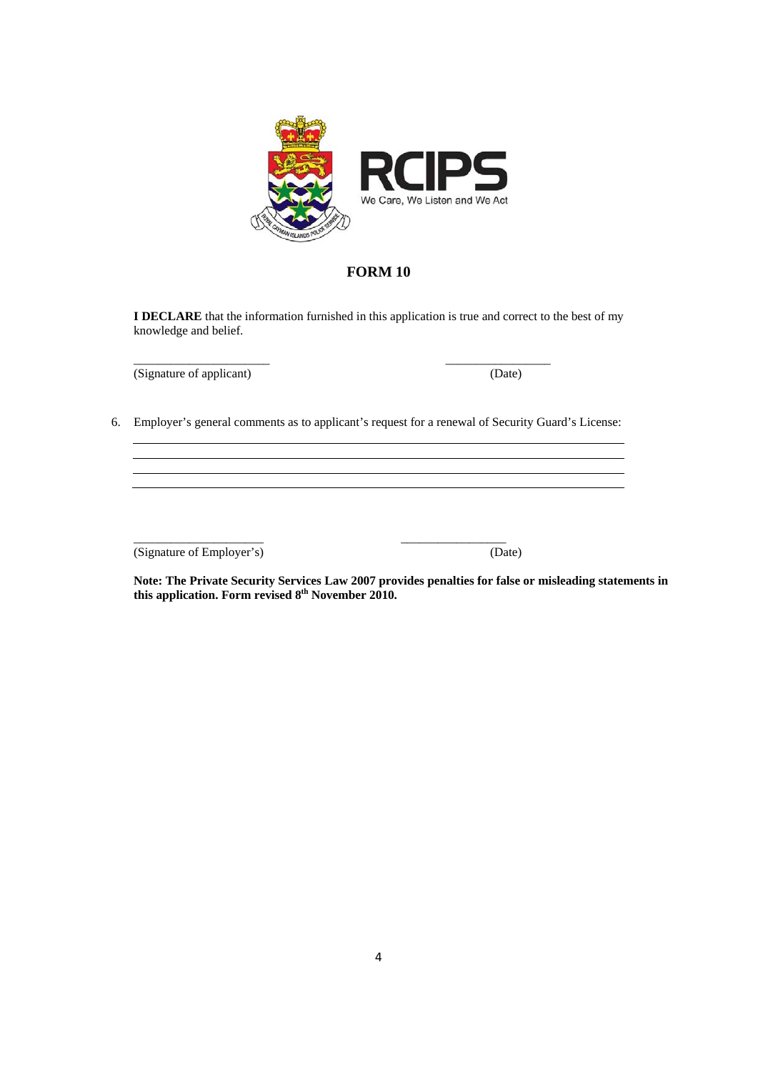RCIPS

We Care, We Listen and We Act

# FORM 10

**I DECLARE** that the information furnished in this application is true and correct to the best of my knowledge and belief.

______________________ ________________

(Signature of applicant) (Date)

6. Employer's general comments as to applicant's request for a renewal of Security Guard's License:

______________________________________________________________________________

______________________________________________________________________________

______________________________________________________________________________

______________________________________________________________________________

______________________ ________________

(Signature of Employer's) (Date)

**Note: The Private Security Services Law 2007 provides penalties for false or misleading statements in this application. Form revised 8th November 2010.**